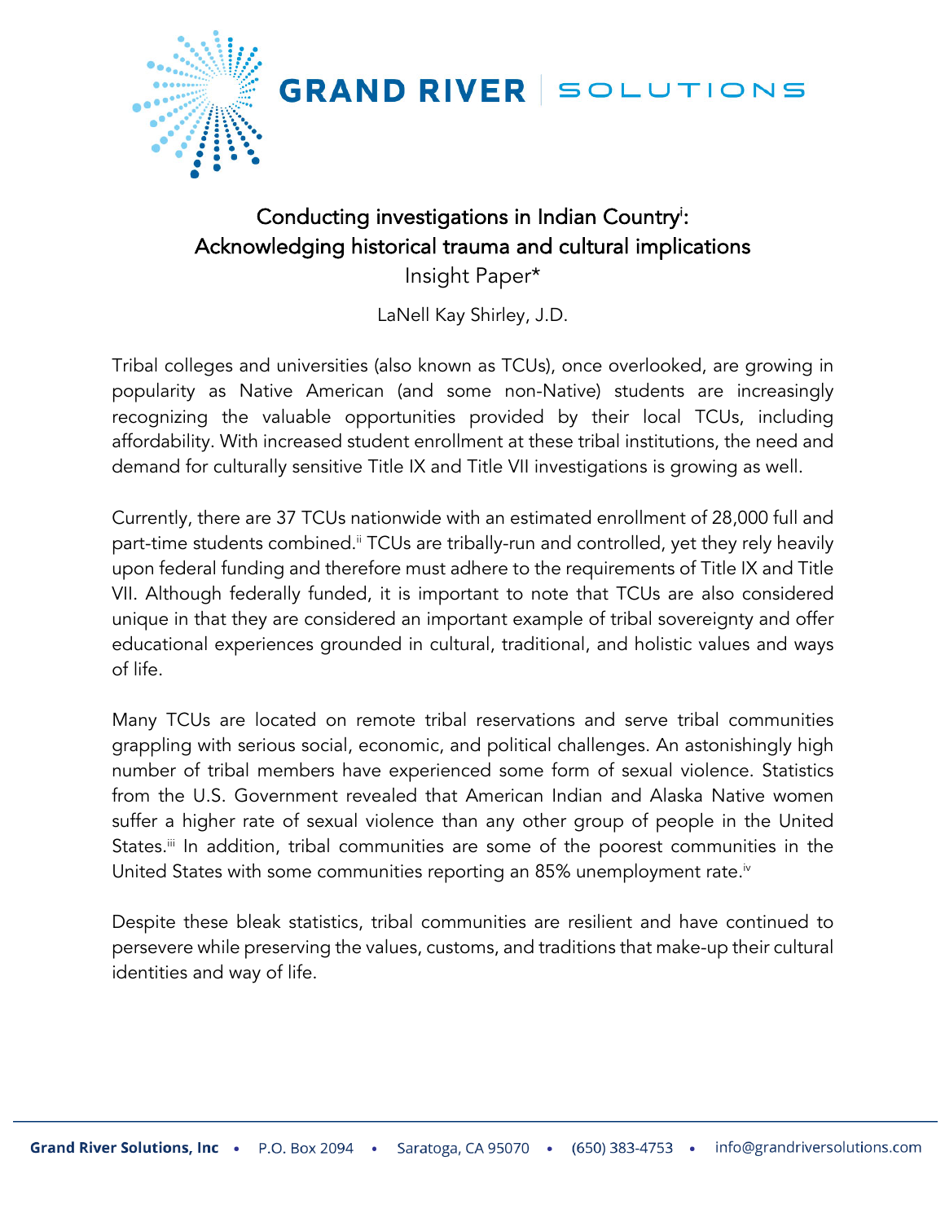# Conducting investigations in Indian Country[i]: Acknowledging historical trauma and cultural implications

Insight Paper*

LaNell Kay Shirley, J.D.

Tribal colleges and universities (also known as TCUs), once overlooked, are growing in popularity as Native American (and some non-Native) students are increasingly recognizing the valuable opportunities provided by their local TCUs, including affordability. With increased student enrollment at these tribal institutions, the need and demand for culturally sensitive Title IX and Title VII investigations is growing as well.

Currently, there are 37 TCUs nationwide with an estimated enrollment of 28,000 full and part-time students combined.[ii] TCUs are tribally-run and controlled, yet they rely heavily upon federal funding and therefore must adhere to the requirements of Title IX and Title VII. Although federally funded, it is important to note that TCUs are also considered unique in that they are considered an important example of tribal sovereignty and offer educational experiences grounded in cultural, traditional, and holistic values and ways of life.

Many TCUs are located on remote tribal reservations and serve tribal communities grappling with serious social, economic, and political challenges. An astonishingly high number of tribal members have experienced some form of sexual violence. Statistics from the U.S. Government revealed that American Indian and Alaska Native women suffer a higher rate of sexual violence than any other group of people in the United States.[iii] In addition, tribal communities are some of the poorest communities in the United States with some communities reporting an 85% unemployment rate.[iv]

Despite these bleak statistics, tribal communities are resilient and have continued to persevere while preserving the values, customs, and traditions that make-up their cultural identities and way of life.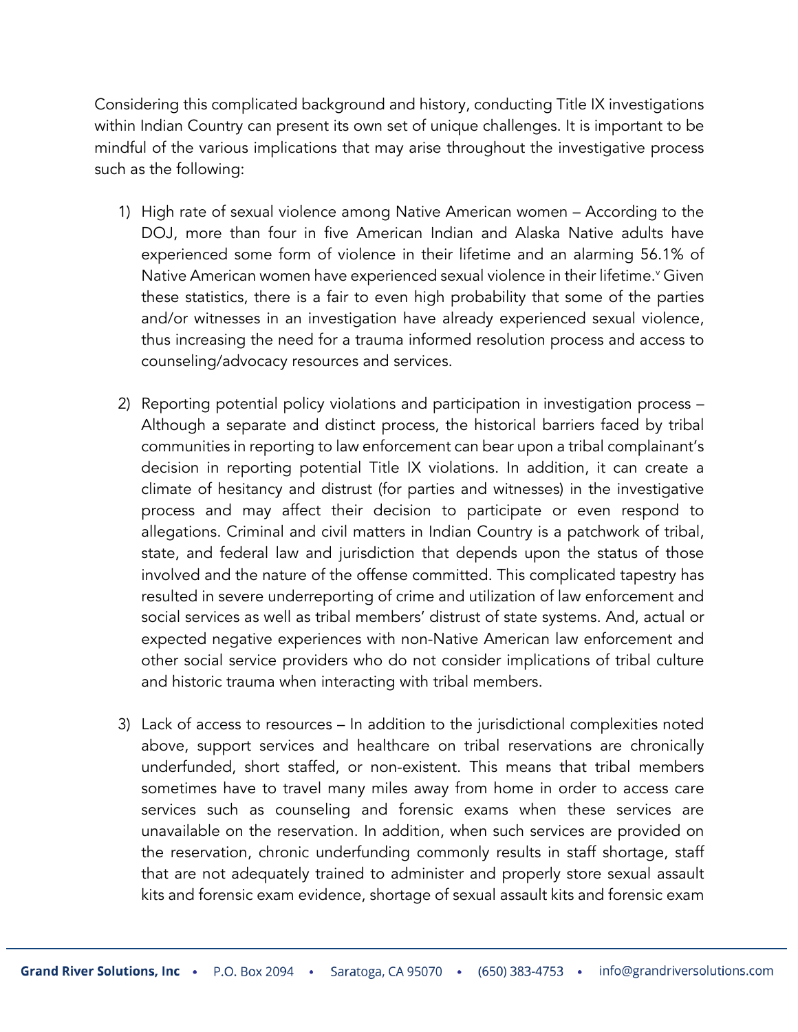Considering this complicated background and history, conducting Title IX investigations within Indian Country can present its own set of unique challenges. It is important to be mindful of the various implications that may arise throughout the investigative process such as the following:

1) High rate of sexual violence among Native American women – According to the DOJ, more than four in five American Indian and Alaska Native adults have experienced some form of violence in their lifetime and an alarming 56.1% of Native American women have experienced sexual violence in their lifetime.[v] Given these statistics, there is a fair to even high probability that some of the parties and/or witnesses in an investigation have already experienced sexual violence, thus increasing the need for a trauma informed resolution process and access to counseling/advocacy resources and services.

2) Reporting potential policy violations and participation in investigation process – Although a separate and distinct process, the historical barriers faced by tribal communities in reporting to law enforcement can bear upon a tribal complainant's decision in reporting potential Title IX violations. In addition, it can create a climate of hesitancy and distrust (for parties and witnesses) in the investigative process and may affect their decision to participate or even respond to allegations. Criminal and civil matters in Indian Country is a patchwork of tribal, state, and federal law and jurisdiction that depends upon the status of those involved and the nature of the offense committed. This complicated tapestry has resulted in severe underreporting of crime and utilization of law enforcement and social services as well as tribal members' distrust of state systems. And, actual or expected negative experiences with non-Native American law enforcement and other social service providers who do not consider implications of tribal culture and historic trauma when interacting with tribal members.

3) Lack of access to resources – In addition to the jurisdictional complexities noted above, support services and healthcare on tribal reservations are chronically underfunded, short staffed, or non-existent. This means that tribal members sometimes have to travel many miles away from home in order to access care services such as counseling and forensic exams when these services are unavailable on the reservation. In addition, when such services are provided on the reservation, chronic underfunding commonly results in staff shortage, staff that are not adequately trained to administer and properly store sexual assault kits and forensic exam evidence, shortage of sexual assault kits and forensic exam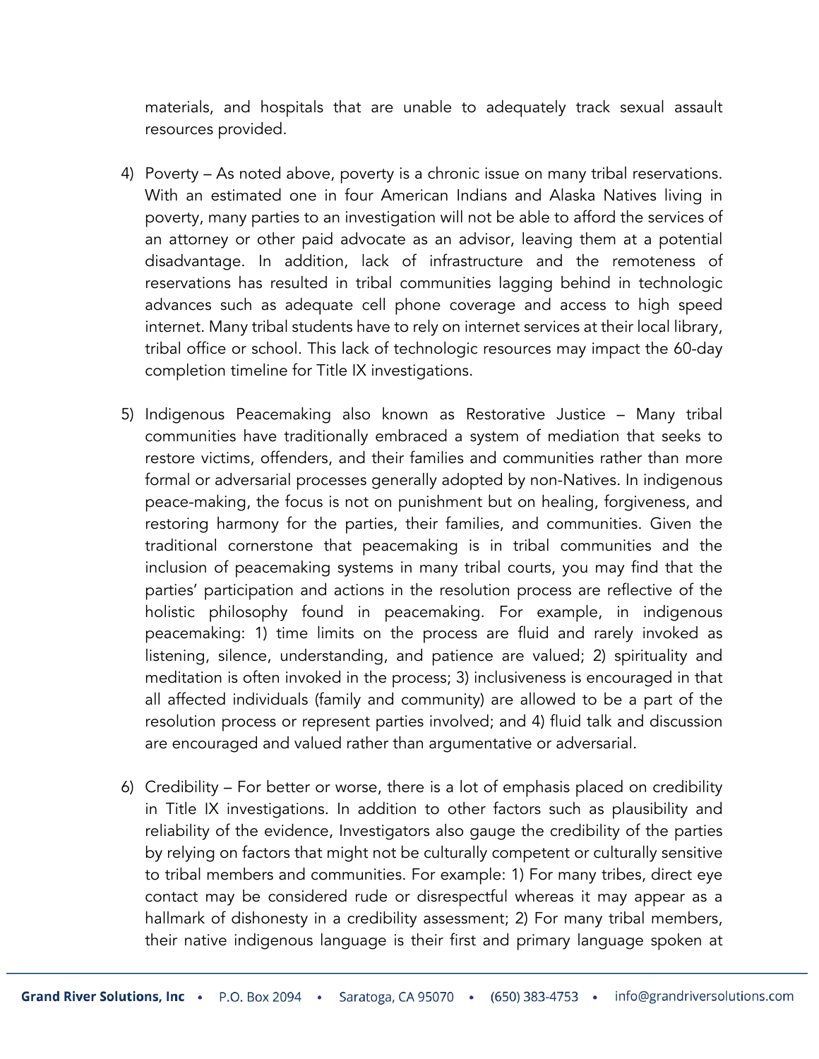materials, and hospitals that are unable to adequately track sexual assault resources provided.

4) Poverty – As noted above, poverty is a chronic issue on many tribal reservations. With an estimated one in four American Indians and Alaska Natives living in poverty, many parties to an investigation will not be able to afford the services of an attorney or other paid advocate as an advisor, leaving them at a potential disadvantage. In addition, lack of infrastructure and the remoteness of reservations has resulted in tribal communities lagging behind in technologic advances such as adequate cell phone coverage and access to high speed internet. Many tribal students have to rely on internet services at their local library, tribal office or school. This lack of technologic resources may impact the 60-day completion timeline for Title IX investigations.

5) Indigenous Peacemaking also known as Restorative Justice – Many tribal communities have traditionally embraced a system of mediation that seeks to restore victims, offenders, and their families and communities rather than more formal or adversarial processes generally adopted by non-Natives. In indigenous peace-making, the focus is not on punishment but on healing, forgiveness, and restoring harmony for the parties, their families, and communities. Given the traditional cornerstone that peacemaking is in tribal communities and the inclusion of peacemaking systems in many tribal courts, you may find that the parties' participation and actions in the resolution process are reflective of the holistic philosophy found in peacemaking. For example, in indigenous peacemaking: 1) time limits on the process are fluid and rarely invoked as listening, silence, understanding, and patience are valued; 2) spirituality and meditation is often invoked in the process; 3) inclusiveness is encouraged in that all affected individuals (family and community) are allowed to be a part of the resolution process or represent parties involved; and 4) fluid talk and discussion are encouraged and valued rather than argumentative or adversarial.

6) Credibility – For better or worse, there is a lot of emphasis placed on credibility in Title IX investigations. In addition to other factors such as plausibility and reliability of the evidence, Investigators also gauge the credibility of the parties by relying on factors that might not be culturally competent or culturally sensitive to tribal members and communities. For example: 1) For many tribes, direct eye contact may be considered rude or disrespectful whereas it may appear as a hallmark of dishonesty in a credibility assessment; 2) For many tribal members, their native indigenous language is their first and primary language spoken at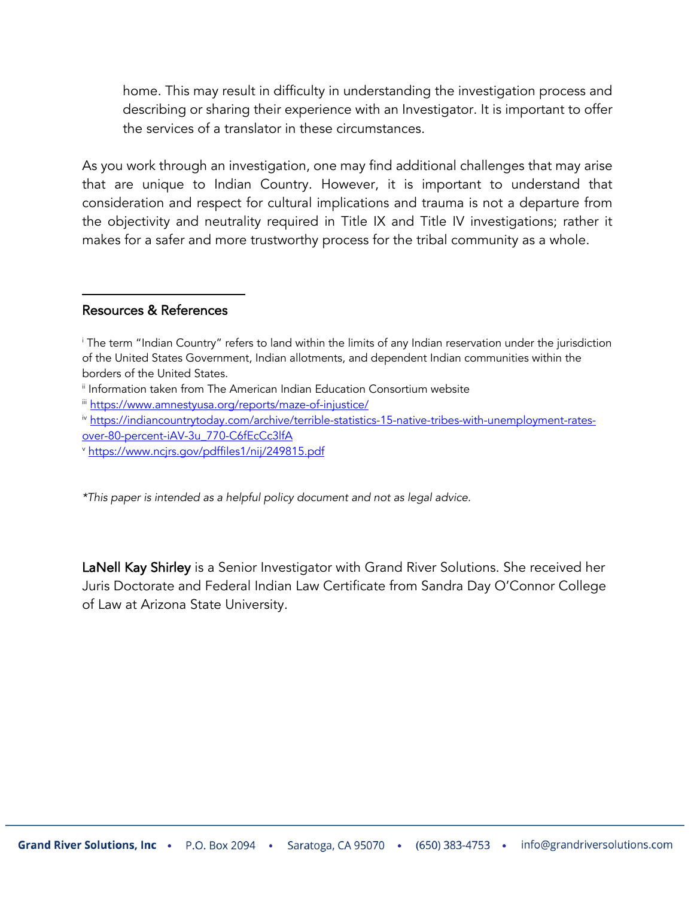home. This may result in difficulty in understanding the investigation process and describing or sharing their experience with an Investigator. It is important to offer the services of a translator in these circumstances.

As you work through an investigation, one may find additional challenges that may arise that are unique to Indian Country. However, it is important to understand that consideration and respect for cultural implications and trauma is not a departure from the objectivity and neutrality required in Title IX and Title IV investigations; rather it makes for a safer and more trustworthy process for the tribal community as a whole.

---

## Resources & References

[i] The term "Indian Country" refers to land within the limits of any Indian reservation under the jurisdiction of the United States Government, Indian allotments, and dependent Indian communities within the borders of the United States.

[ii] Information taken from The American Indian Education Consortium website

[iii] https://www.amnestyusa.org/reports/maze-of-injustice/

[iv] https://indiancountrytoday.com/archive/terrible-statistics-15-native-tribes-with-unemployment-rates-over-80-percent-iAV-3u_770-C6fEcCc3lfA

[v] https://www.ncjrs.gov/pdffiles1/nij/249815.pdf

*\*This paper is intended as a helpful policy document and not as legal advice.*

**LaNell Kay Shirley** is a Senior Investigator with Grand River Solutions. She received her Juris Doctorate and Federal Indian Law Certificate from Sandra Day O'Connor College of Law at Arizona State University.